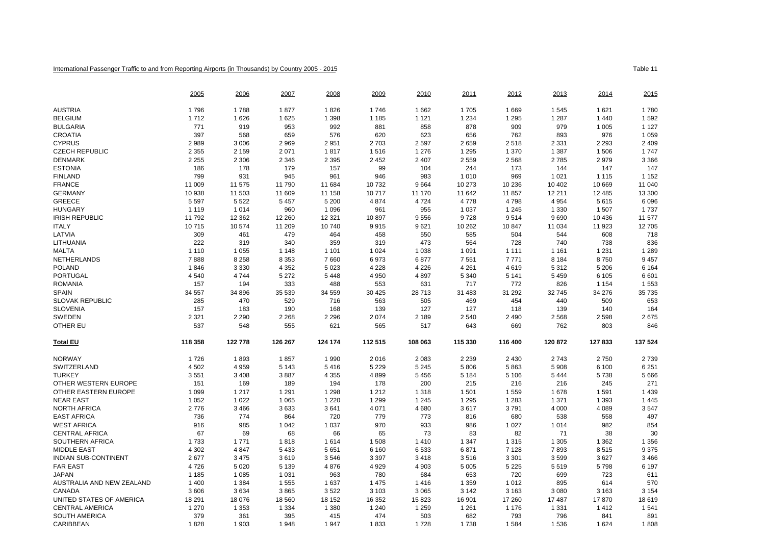International Passenger Traffic to and from Reporting Airports (in Thousands) by Country 2005 - 2015

Table 11

| | 2005 | 2006 | 2007 | 2008 | 2009 | 2010 | 2011 | 2012 | 2013 | 2014 | 2015 |
|---|---|---|---|---|---|---|---|---|---|---|---|
| AUSTRIA | 1 796 | 1 788 | 1 877 | 1 826 | 1 746 | 1 662 | 1 705 | 1 669 | 1 545 | 1 621 | 1 780 |
| BELGIUM | 1 712 | 1 626 | 1 625 | 1 398 | 1 185 | 1 121 | 1 234 | 1 295 | 1 287 | 1 440 | 1 592 |
| BULGARIA | 771 | 919 | 953 | 992 | 881 | 858 | 878 | 909 | 979 | 1 005 | 1 127 |
| CROATIA | 397 | 568 | 659 | 576 | 620 | 623 | 656 | 762 | 893 | 976 | 1 059 |
| CYPRUS | 2 989 | 3 006 | 2 969 | 2 951 | 2 703 | 2 597 | 2 659 | 2 518 | 2 331 | 2 293 | 2 409 |
| CZECH REPUBLIC | 2 355 | 2 159 | 2 071 | 1 817 | 1 516 | 1 276 | 1 295 | 1 370 | 1 387 | 1 506 | 1 747 |
| DENMARK | 2 255 | 2 306 | 2 346 | 2 395 | 2 452 | 2 407 | 2 559 | 2 568 | 2 785 | 2 979 | 3 366 |
| ESTONIA | 186 | 178 | 179 | 157 | 99 | 104 | 244 | 173 | 144 | 147 | 147 |
| FINLAND | 799 | 931 | 945 | 961 | 946 | 983 | 1 010 | 969 | 1 021 | 1 115 | 1 152 |
| FRANCE | 11 009 | 11 575 | 11 790 | 11 684 | 10 732 | 9 664 | 10 273 | 10 236 | 10 402 | 10 669 | 11 040 |
| GERMANY | 10 938 | 11 503 | 11 609 | 11 158 | 10 717 | 11 170 | 11 642 | 11 857 | 12 211 | 12 485 | 13 300 |
| GREECE | 5 597 | 5 522 | 5 457 | 5 200 | 4 874 | 4 724 | 4 778 | 4 798 | 4 954 | 5 615 | 6 096 |
| HUNGARY | 1 119 | 1 014 | 960 | 1 096 | 961 | 955 | 1 037 | 1 245 | 1 330 | 1 507 | 1 737 |
| IRISH REPUBLIC | 11 792 | 12 362 | 12 260 | 12 321 | 10 897 | 9 556 | 9 728 | 9 514 | 9 690 | 10 436 | 11 577 |
| ITALY | 10 715 | 10 574 | 11 209 | 10 740 | 9 915 | 9 621 | 10 262 | 10 847 | 11 034 | 11 923 | 12 705 |
| LATVIA | 309 | 461 | 479 | 464 | 458 | 550 | 585 | 504 | 544 | 608 | 718 |
| LITHUANIA | 222 | 319 | 340 | 359 | 319 | 473 | 564 | 728 | 740 | 738 | 836 |
| MALTA | 1 110 | 1 055 | 1 148 | 1 101 | 1 024 | 1 038 | 1 091 | 1 111 | 1 161 | 1 231 | 1 289 |
| NETHERLANDS | 7 888 | 8 258 | 8 353 | 7 660 | 6 973 | 6 877 | 7 551 | 7 771 | 8 184 | 8 750 | 9 457 |
| POLAND | 1 846 | 3 330 | 4 352 | 5 023 | 4 228 | 4 226 | 4 261 | 4 619 | 5 312 | 5 206 | 6 164 |
| PORTUGAL | 4 540 | 4 744 | 5 272 | 5 448 | 4 950 | 4 897 | 5 340 | 5 141 | 5 459 | 6 105 | 6 601 |
| ROMANIA | 157 | 194 | 333 | 488 | 553 | 631 | 717 | 772 | 826 | 1 154 | 1 553 |
| SPAIN | 34 557 | 34 896 | 35 539 | 34 559 | 30 425 | 28 713 | 31 483 | 31 292 | 32 745 | 34 276 | 35 735 |
| SLOVAK REPUBLIC | 285 | 470 | 529 | 716 | 563 | 505 | 469 | 454 | 440 | 509 | 653 |
| SLOVENIA | 157 | 183 | 190 | 168 | 139 | 127 | 127 | 118 | 139 | 140 | 164 |
| SWEDEN | 2 321 | 2 290 | 2 268 | 2 296 | 2 074 | 2 189 | 2 540 | 2 490 | 2 568 | 2 598 | 2 675 |
| OTHER EU | 537 | 548 | 555 | 621 | 565 | 517 | 643 | 669 | 762 | 803 | 846 |
| **Total EU** | **118 358** | **122 778** | **126 267** | **124 174** | **112 515** | **108 063** | **115 330** | **116 400** | **120 872** | **127 833** | **137 524** |
| NORWAY | 1 726 | 1 893 | 1 857 | 1 990 | 2 016 | 2 083 | 2 239 | 2 430 | 2 743 | 2 750 | 2 739 |
| SWITZERLAND | 4 502 | 4 959 | 5 143 | 5 416 | 5 229 | 5 245 | 5 806 | 5 863 | 5 908 | 6 100 | 6 251 |
| TURKEY | 3 551 | 3 408 | 3 887 | 4 355 | 4 899 | 5 456 | 5 184 | 5 106 | 5 444 | 5 738 | 5 666 |
| OTHER WESTERN EUROPE | 151 | 169 | 189 | 194 | 178 | 200 | 215 | 216 | 216 | 245 | 271 |
| OTHER EASTERN EUROPE | 1 099 | 1 217 | 1 291 | 1 298 | 1 212 | 1 318 | 1 501 | 1 559 | 1 678 | 1 591 | 1 439 |
| NEAR EAST | 1 052 | 1 022 | 1 065 | 1 220 | 1 299 | 1 245 | 1 295 | 1 283 | 1 371 | 1 393 | 1 445 |
| NORTH AFRICA | 2 776 | 3 466 | 3 633 | 3 641 | 4 071 | 4 680 | 3 617 | 3 791 | 4 000 | 4 089 | 3 547 |
| EAST AFRICA | 736 | 774 | 864 | 720 | 779 | 773 | 816 | 680 | 538 | 558 | 497 |
| WEST AFRICA | 916 | 985 | 1 042 | 1 037 | 970 | 933 | 986 | 1 027 | 1 014 | 982 | 854 |
| CENTRAL AFRICA | 67 | 69 | 68 | 66 | 65 | 73 | 83 | 82 | 71 | 38 | 30 |
| SOUTHERN AFRICA | 1 733 | 1 771 | 1 818 | 1 614 | 1 508 | 1 410 | 1 347 | 1 315 | 1 305 | 1 362 | 1 356 |
| MIDDLE EAST | 4 302 | 4 847 | 5 433 | 5 651 | 6 160 | 6 533 | 6 871 | 7 128 | 7 893 | 8 515 | 9 375 |
| INDIAN SUB-CONTINENT | 2 677 | 3 475 | 3 619 | 3 546 | 3 397 | 3 418 | 3 516 | 3 301 | 3 599 | 3 627 | 3 466 |
| FAR EAST | 4 726 | 5 020 | 5 139 | 4 876 | 4 929 | 4 903 | 5 005 | 5 225 | 5 519 | 5 798 | 6 197 |
| JAPAN | 1 185 | 1 085 | 1 031 | 963 | 780 | 684 | 653 | 720 | 699 | 723 | 611 |
| AUSTRALIA AND NEW ZEALAND | 1 400 | 1 384 | 1 555 | 1 637 | 1 475 | 1 416 | 1 359 | 1 012 | 895 | 614 | 570 |
| CANADA | 3 606 | 3 634 | 3 865 | 3 522 | 3 103 | 3 065 | 3 142 | 3 163 | 3 080 | 3 163 | 3 154 |
| UNITED STATES OF AMERICA | 18 291 | 18 076 | 18 560 | 18 152 | 16 352 | 15 823 | 16 901 | 17 260 | 17 487 | 17 870 | 18 619 |
| CENTRAL AMERICA | 1 270 | 1 353 | 1 334 | 1 380 | 1 240 | 1 259 | 1 261 | 1 176 | 1 331 | 1 412 | 1 541 |
| SOUTH AMERICA | 379 | 361 | 395 | 415 | 474 | 503 | 682 | 793 | 796 | 841 | 891 |
| CARIBBEAN | 1 828 | 1 903 | 1 948 | 1 947 | 1 833 | 1 728 | 1 738 | 1 584 | 1 536 | 1 624 | 1 808 |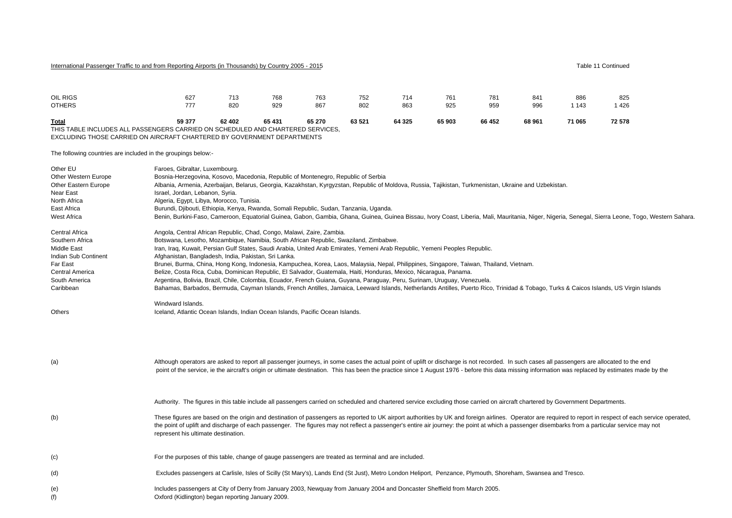International Passenger Traffic to and from Reporting Airports (in Thousands) by Country 2005 - 2015

Table 11 Continued

| | | | | | | | | | | | |
|---|---|---|---|---|---|---|---|---|---|---|---|
| OIL RIGS | 627 | 713 | 768 | 763 | 752 | 714 | 761 | 781 | 841 | 886 | 825 |
| OTHERS | 777 | 820 | 929 | 867 | 802 | 863 | 925 | 959 | 996 | 1 143 | 1 426 |
| **Total** | **59 377** | **62 402** | **65 431** | **65 270** | **63 521** | **64 325** | **65 903** | **66 452** | **68 961** | **71 065** | **72 578** |

THIS TABLE INCLUDES ALL PASSENGERS CARRIED ON SCHEDULED AND CHARTERED SERVICES,
EXCLUDING THOSE CARRIED ON AIRCRAFT CHARTERED BY GOVERNMENT DEPARTMENTS

The following countries are included in the groupings below:-

| | |
|---|---|
| Other EU | Faroes, Gibraltar, Luxembourg. |
| Other Western Europe | Bosnia-Herzegovina, Kosovo, Macedonia, Republic of Montenegro, Republic of Serbia |
| Other Eastern Europe | Albania, Armenia, Azerbaijan, Belarus, Georgia, Kazakhstan, Kyrgyzstan, Republic of Moldova, Russia, Tajikistan, Turkmenistan, Ukraine and Uzbekistan. |
| Near East | Israel, Jordan, Lebanon, Syria. |
| North Africa | Algeria, Egypt, Libya, Morocco, Tunisia. |
| East Africa | Burundi, Djibouti, Ethiopia, Kenya, Rwanda, Somali Republic, Sudan, Tanzania, Uganda. |
| West Africa | Benin, Burkini-Faso, Cameroon, Equatorial Guinea, Gabon, Gambia, Ghana, Guinea, Guinea Bissau, Ivory Coast, Liberia, Mali, Mauritania, Niger, Nigeria, Senegal, Sierra Leone, Togo, Western Sahara. |
| Central Africa | Angola, Central African Republic, Chad, Congo, Malawi, Zaire, Zambia. |
| Southern Africa | Botswana, Lesotho, Mozambique, Namibia, South African Republic, Swaziland, Zimbabwe. |
| Middle East | Iran, Iraq, Kuwait, Persian Gulf States, Saudi Arabia, United Arab Emirates, Yemeni Arab Republic, Yemeni Peoples Republic. |
| Indian Sub Continent | Afghanistan, Bangladesh, India, Pakistan, Sri Lanka. |
| Far East | Brunei, Burma, China, Hong Kong, Indonesia, Kampuchea, Korea, Laos, Malaysia, Nepal, Philippines, Singapore, Taiwan, Thailand, Vietnam. |
| Central America | Belize, Costa Rica, Cuba, Dominican Republic, El Salvador, Guatemala, Haiti, Honduras, Mexico, Nicaragua, Panama. |
| South America | Argentina, Bolivia, Brazil, Chile, Colombia, Ecuador, French Guiana, Guyana, Paraguay, Peru, Surinam, Uruguay, Venezuela. |
| Caribbean | Bahamas, Barbados, Bermuda, Cayman Islands, French Antilles, Jamaica, Leeward Islands, Netherlands Antilles, Puerto Rico, Trinidad & Tobago, Turks & Caicos Islands, US Virgin Islands Windward Islands. |
| Others | Iceland, Atlantic Ocean Islands, Indian Ocean Islands, Pacific Ocean Islands. |

(a) Although operators are asked to report all passenger journeys, in some cases the actual point of uplift or discharge is not recorded. In such cases all passengers are allocated to the end point of the service, ie the aircraft's origin or ultimate destination. This has been the practice since 1 August 1976 - before this data missing information was replaced by estimates made by the Authority. The figures in this table include all passengers carried on scheduled and chartered service excluding those carried on aircraft chartered by Government Departments.

(b) These figures are based on the origin and destination of passengers as reported to UK airport authorities by UK and foreign airlines. Operator are required to report in respect of each service operated, the point of uplift and discharge of each passenger. The figures may not reflect a passenger's entire air journey: the point at which a passenger disembarks from a particular service may not represent his ultimate destination.

(c) For the purposes of this table, change of gauge passengers are treated as terminal and are included.

(d) Excludes passengers at Carlisle, Isles of Scilly (St Mary's), Lands End (St Just), Metro London Heliport, Penzance, Plymouth, Shoreham, Swansea and Tresco.

(e) Includes passengers at City of Derry from January 2003, Newquay from January 2004 and Doncaster Sheffield from March 2005.

(f) Oxford (Kidlington) began reporting January 2009.